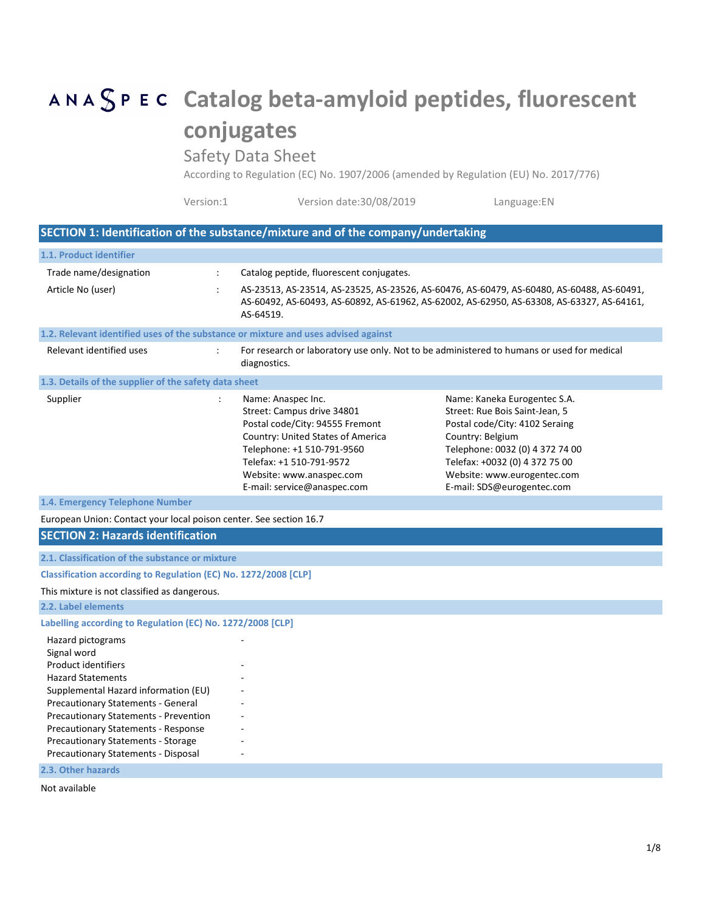ANASPEC

# Catalog beta-amyloid peptides, fluorescent conjugates

Safety Data Sheet

According to Regulation (EC) No. 1907/2006 (amended by Regulation (EU) No. 2017/776)

Version:1 | Version date:30/08/2019 | Language:EN

## SECTION 1: Identification of the substance/mixture and of the company/undertaking

### 1.1. Product identifier

| | | |
|---|---|---|
| Trade name/designation | : | Catalog peptide, fluorescent conjugates. |
| Article No (user) | : | AS-23513, AS-23514, AS-23525, AS-23526, AS-60476, AS-60479, AS-60480, AS-60488, AS-60491, AS-60492, AS-60493, AS-60892, AS-61962, AS-62002, AS-62950, AS-63308, AS-63327, AS-64161, AS-64519. |

### 1.2. Relevant identified uses of the substance or mixture and uses advised against

| | | |
|---|---|---|
| Relevant identified uses | : | For research or laboratory use only. Not to be administered to humans or used for medical diagnostics. |

### 1.3. Details of the supplier of the safety data sheet

| | | | |
|---|---|---|---|
| Supplier | : | Name: Anaspec Inc.<br>Street: Campus drive 34801<br>Postal code/City: 94555 Fremont<br>Country: United States of America<br>Telephone: +1 510-791-9560<br>Telefax: +1 510-791-9572<br>Website: www.anaspec.com<br>E-mail: service@anaspec.com | Name: Kaneka Eurogentec S.A.<br>Street: Rue Bois Saint-Jean, 5<br>Postal code/City: 4102 Seraing<br>Country: Belgium<br>Telephone: 0032 (0) 4 372 74 00<br>Telefax: +0032 (0) 4 372 75 00<br>Website: www.eurogentec.com<br>E-mail: SDS@eurogentec.com |

### 1.4. Emergency Telephone Number

European Union: Contact your local poison center. See section 16.7

## SECTION 2: Hazards identification

### 2.1. Classification of the substance or mixture

**Classification according to Regulation (EC) No. 1272/2008 [CLP]**

This mixture is not classified as dangerous.

### 2.2. Label elements

**Labelling according to Regulation (EC) No. 1272/2008 [CLP]**

| | |
|---|---|
| Hazard pictograms | - |
| Signal word | |
| Product identifiers | - |
| Hazard Statements | - |
| Supplemental Hazard information (EU) | - |
| Precautionary Statements - General | - |
| Precautionary Statements - Prevention | - |
| Precautionary Statements - Response | - |
| Precautionary Statements - Storage | - |
| Precautionary Statements - Disposal | - |

### 2.3. Other hazards

Not available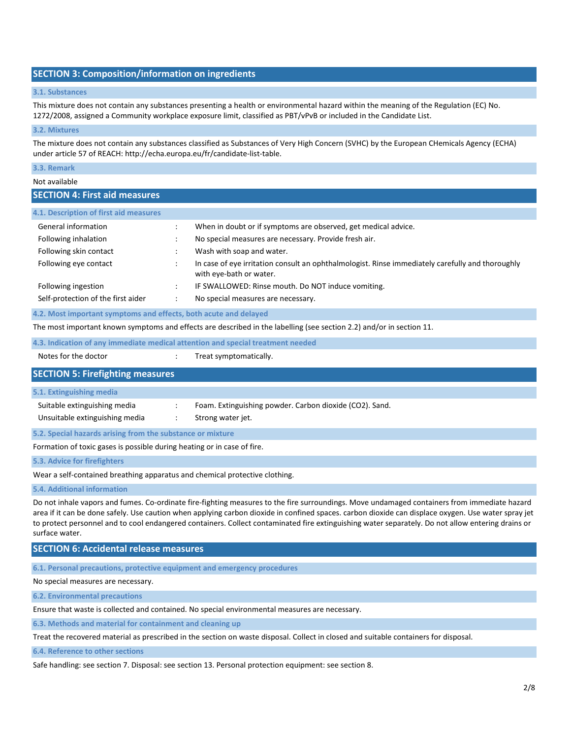## SECTION 3: Composition/information on ingredients

### 3.1. Substances

This mixture does not contain any substances presenting a health or environmental hazard within the meaning of the Regulation (EC) No. 1272/2008, assigned a Community workplace exposure limit, classified as PBT/vPvB or included in the Candidate List.

### 3.2. Mixtures

The mixture does not contain any substances classified as Substances of Very High Concern (SVHC) by the European CHemicals Agency (ECHA) under article 57 of REACH: http://echa.europa.eu/fr/candidate-list-table.

### 3.3. Remark

Not available

## SECTION 4: First aid measures

### 4.1. Description of first aid measures

| | | |
|---|---|---|
| General information | : | When in doubt or if symptoms are observed, get medical advice. |
| Following inhalation | : | No special measures are necessary. Provide fresh air. |
| Following skin contact | : | Wash with soap and water. |
| Following eye contact | : | In case of eye irritation consult an ophthalmologist. Rinse immediately carefully and thoroughly with eye-bath or water. |
| Following ingestion | : | IF SWALLOWED: Rinse mouth. Do NOT induce vomiting. |
| Self-protection of the first aider | : | No special measures are necessary. |

### 4.2. Most important symptoms and effects, both acute and delayed

The most important known symptoms and effects are described in the labelling (see section 2.2) and/or in section 11.

### 4.3. Indication of any immediate medical attention and special treatment needed

| | | |
|---|---|---|
| Notes for the doctor | : | Treat symptomatically. |

## SECTION 5: Firefighting measures

### 5.1. Extinguishing media

| | | |
|---|---|---|
| Suitable extinguishing media | : | Foam. Extinguishing powder. Carbon dioxide ($CO_2$). Sand. |
| Unsuitable extinguishing media | : | Strong water jet. |

### 5.2. Special hazards arising from the substance or mixture

Formation of toxic gases is possible during heating or in case of fire.

### 5.3. Advice for firefighters

Wear a self-contained breathing apparatus and chemical protective clothing.

### 5.4. Additional information

Do not inhale vapors and fumes. Co-ordinate fire-fighting measures to the fire surroundings. Move undamaged containers from immediate hazard area if it can be done safely. Use caution when applying carbon dioxide in confined spaces. carbon dioxide can displace oxygen. Use water spray jet to protect personnel and to cool endangered containers. Collect contaminated fire extinguishing water separately. Do not allow entering drains or surface water.

## SECTION 6: Accidental release measures

### 6.1. Personal precautions, protective equipment and emergency procedures

No special measures are necessary.

### 6.2. Environmental precautions

Ensure that waste is collected and contained. No special environmental measures are necessary.

### 6.3. Methods and material for containment and cleaning up

Treat the recovered material as prescribed in the section on waste disposal. Collect in closed and suitable containers for disposal.

### 6.4. Reference to other sections

Safe handling: see section 7. Disposal: see section 13. Personal protection equipment: see section 8.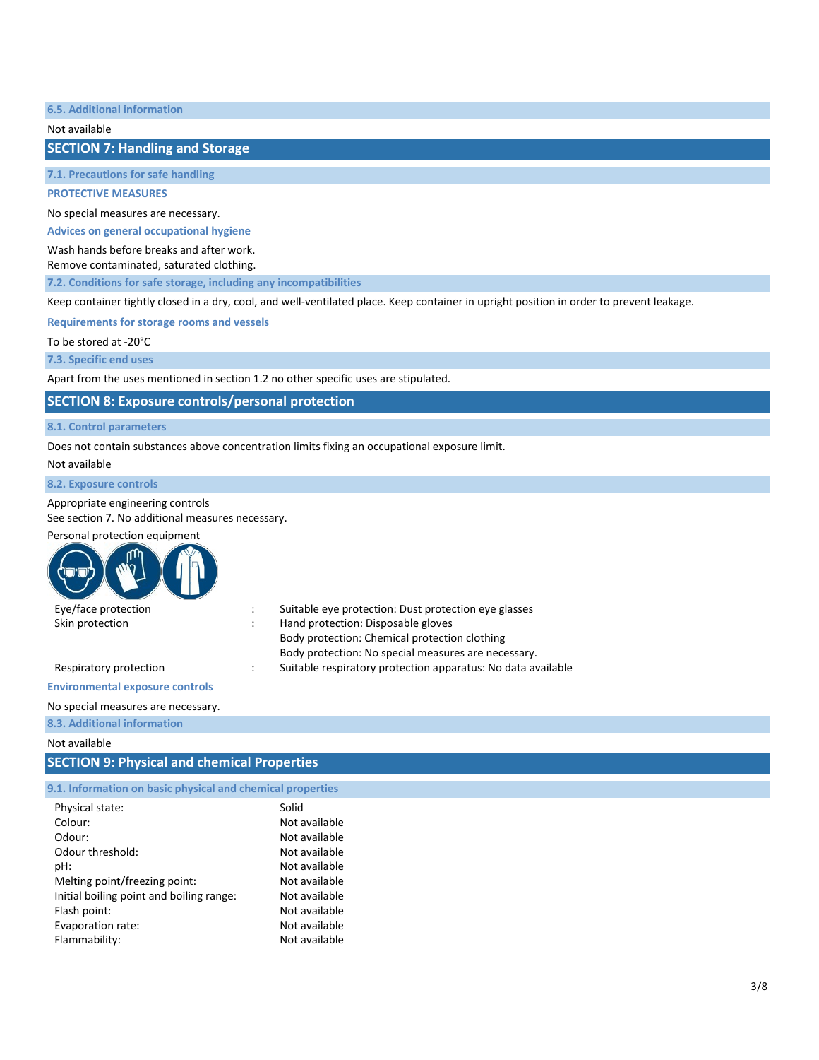### 6.5. Additional information

Not available

## SECTION 7: Handling and Storage

### 7.1. Precautions for safe handling

**PROTECTIVE MEASURES**

No special measures are necessary.

**Advices on general occupational hygiene**

Wash hands before breaks and after work.
Remove contaminated, saturated clothing.

### 7.2. Conditions for safe storage, including any incompatibilities

Keep container tightly closed in a dry, cool, and well-ventilated place. Keep container in upright position in order to prevent leakage.

**Requirements for storage rooms and vessels**

To be stored at -20°C

### 7.3. Specific end uses

Apart from the uses mentioned in section 1.2 no other specific uses are stipulated.

## SECTION 8: Exposure controls/personal protection

### 8.1. Control parameters

Does not contain substances above concentration limits fixing an occupational exposure limit.

Not available

### 8.2. Exposure controls

Appropriate engineering controls
See section 7. No additional measures necessary.

Personal protection equipment

| | | |
|---|---|---|
| Eye/face protection | : | Suitable eye protection: Dust protection eye glasses |
| Skin protection | : | Hand protection: Disposable gloves<br>Body protection: Chemical protection clothing<br>Body protection: No special measures are necessary. |
| Respiratory protection | : | Suitable respiratory protection apparatus: No data available |

**Environmental exposure controls**

No special measures are necessary.

### 8.3. Additional information

Not available

## SECTION 9: Physical and chemical Properties

### 9.1. Information on basic physical and chemical properties

| | |
|---|---|
| Physical state: | Solid |
| Colour: | Not available |
| Odour: | Not available |
| Odour threshold: | Not available |
| pH: | Not available |
| Melting point/freezing point: | Not available |
| Initial boiling point and boiling range: | Not available |
| Flash point: | Not available |
| Evaporation rate: | Not available |
| Flammability: | Not available |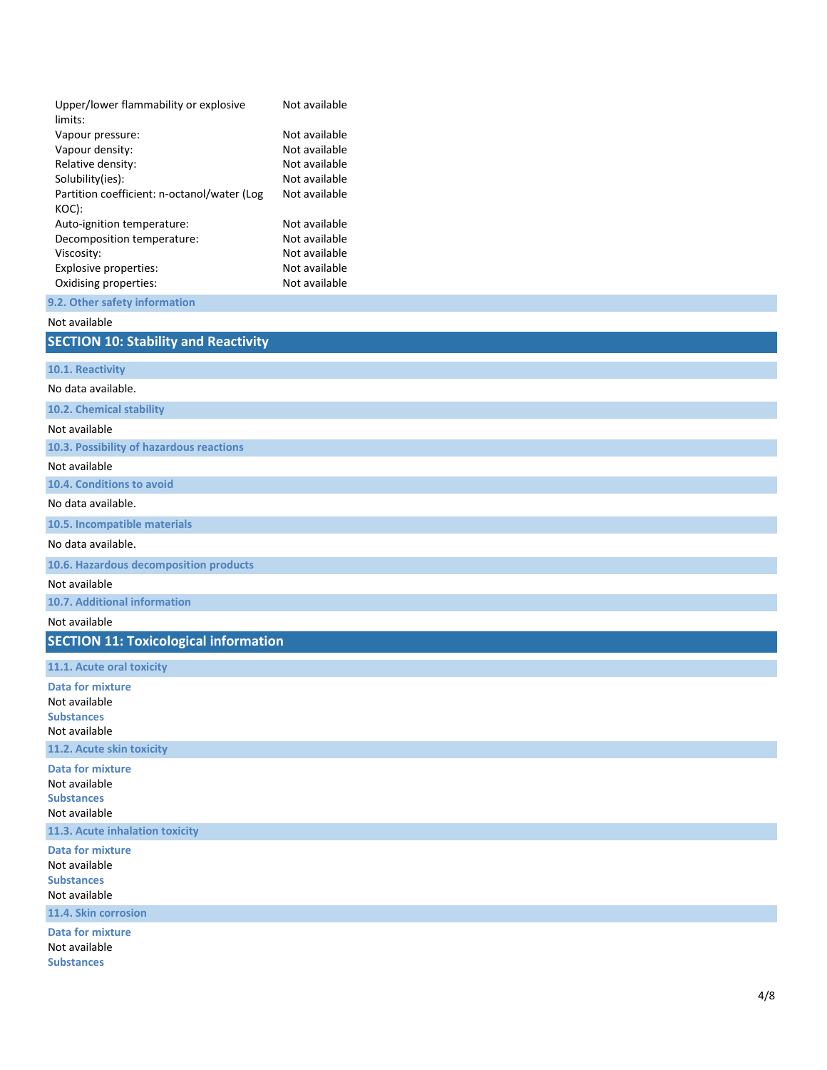| | |
|---|---|
| Upper/lower flammability or explosive limits: | Not available |
| Vapour pressure: | Not available |
| Vapour density: | Not available |
| Relative density: | Not available |
| Solubility(ies): | Not available |
| Partition coefficient: n-octanol/water (Log KOC): | Not available |
| Auto-ignition temperature: | Not available |
| Decomposition temperature: | Not available |
| Viscosity: | Not available |
| Explosive properties: | Not available |
| Oxidising properties: | Not available |

### 9.2. Other safety information

Not available

## SECTION 10: Stability and Reactivity

### 10.1. Reactivity

No data available.

### 10.2. Chemical stability

Not available

### 10.3. Possibility of hazardous reactions

Not available

### 10.4. Conditions to avoid

No data available.

### 10.5. Incompatible materials

No data available.

### 10.6. Hazardous decomposition products

Not available

### 10.7. Additional information

Not available

## SECTION 11: Toxicological information

### 11.1. Acute oral toxicity

**Data for mixture**
Not available
**Substances**
Not available

### 11.2. Acute skin toxicity

**Data for mixture**
Not available
**Substances**
Not available

### 11.3. Acute inhalation toxicity

**Data for mixture**
Not available
**Substances**
Not available

### 11.4. Skin corrosion

**Data for mixture**
Not available
**Substances**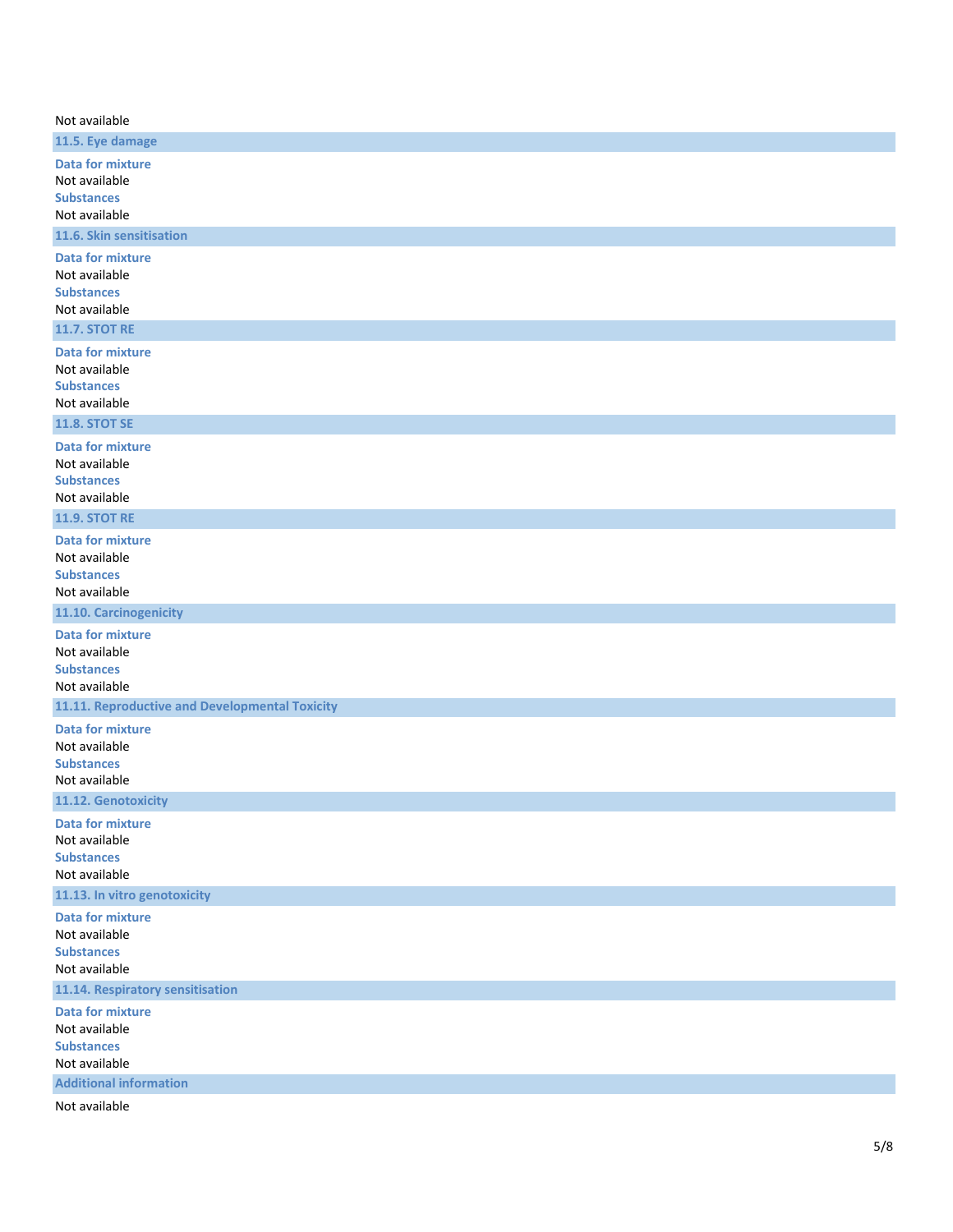Not available

### 11.5. Eye damage

**Data for mixture**

Not available

**Substances**

Not available

### 11.6. Skin sensitisation

**Data for mixture**

Not available

**Substances**

Not available

### 11.7. STOT RE

**Data for mixture**

Not available

**Substances**

Not available

### 11.8. STOT SE

**Data for mixture**

Not available

**Substances**

Not available

### 11.9. STOT RE

**Data for mixture**

Not available

**Substances**

Not available

### 11.10. Carcinogenicity

**Data for mixture**

Not available

**Substances**

Not available

### 11.11. Reproductive and Developmental Toxicity

**Data for mixture**

Not available

**Substances**

Not available

### 11.12. Genotoxicity

**Data for mixture**

Not available

**Substances**

Not available

### 11.13. In vitro genotoxicity

**Data for mixture**

Not available

**Substances**

Not available

### 11.14. Respiratory sensitisation

**Data for mixture**

Not available

**Substances**

Not available

### Additional information

Not available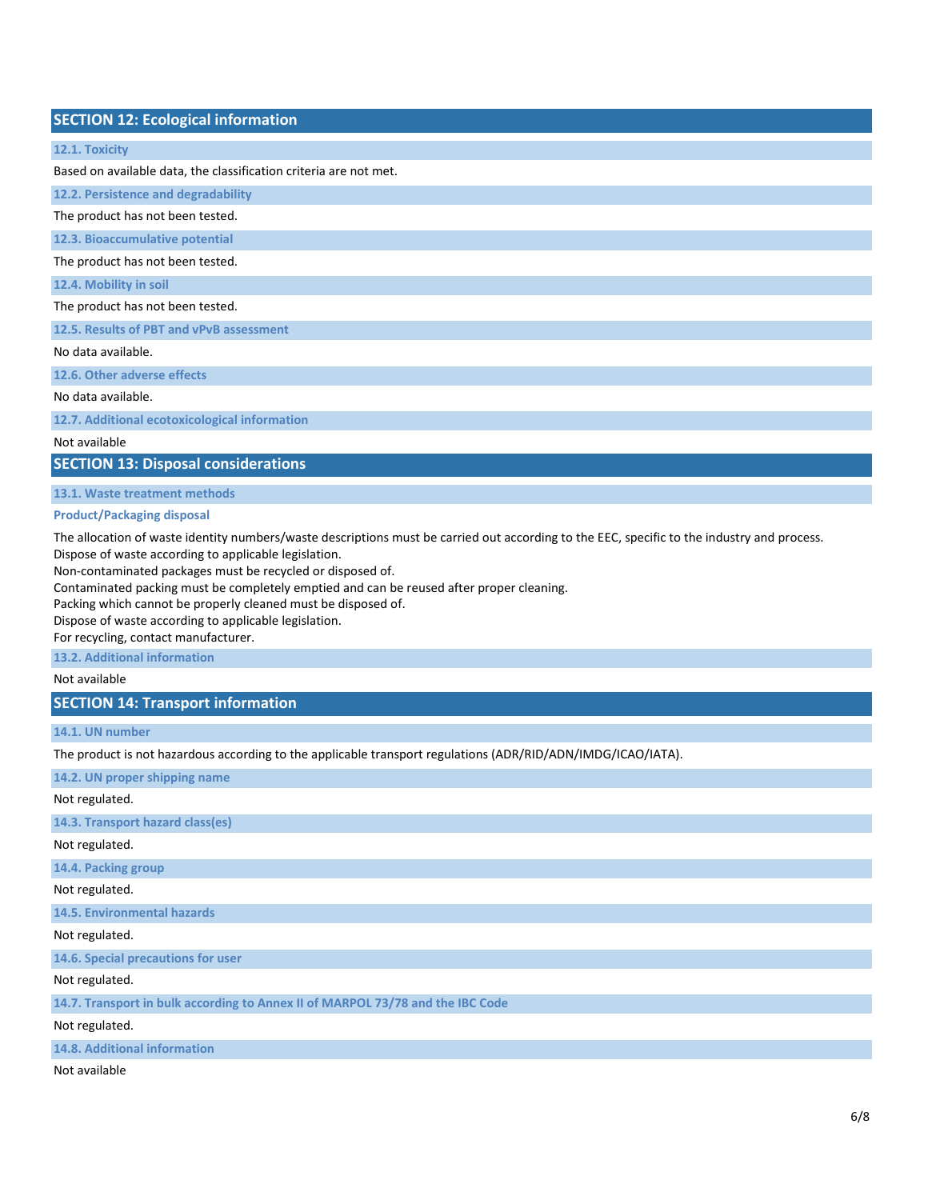## SECTION 12: Ecological information

### 12.1. Toxicity

Based on available data, the classification criteria are not met.

### 12.2. Persistence and degradability

The product has not been tested.

### 12.3. Bioaccumulative potential

The product has not been tested.

### 12.4. Mobility in soil

The product has not been tested.

### 12.5. Results of PBT and vPvB assessment

No data available.

### 12.6. Other adverse effects

No data available.

### 12.7. Additional ecotoxicological information

Not available

## SECTION 13: Disposal considerations

### 13.1. Waste treatment methods

#### Product/Packaging disposal

The allocation of waste identity numbers/waste descriptions must be carried out according to the EEC, specific to the industry and process.
Dispose of waste according to applicable legislation.
Non-contaminated packages must be recycled or disposed of.
Contaminated packing must be completely emptied and can be reused after proper cleaning.
Packing which cannot be properly cleaned must be disposed of.
Dispose of waste according to applicable legislation.
For recycling, contact manufacturer.

### 13.2. Additional information

Not available

## SECTION 14: Transport information

### 14.1. UN number

The product is not hazardous according to the applicable transport regulations (ADR/RID/ADN/IMDG/ICAO/IATA).

### 14.2. UN proper shipping name

Not regulated.

### 14.3. Transport hazard class(es)

Not regulated.

### 14.4. Packing group

Not regulated.

### 14.5. Environmental hazards

Not regulated.

### 14.6. Special precautions for user

Not regulated.

### 14.7. Transport in bulk according to Annex II of MARPOL 73/78 and the IBC Code

Not regulated.

### 14.8. Additional information

Not available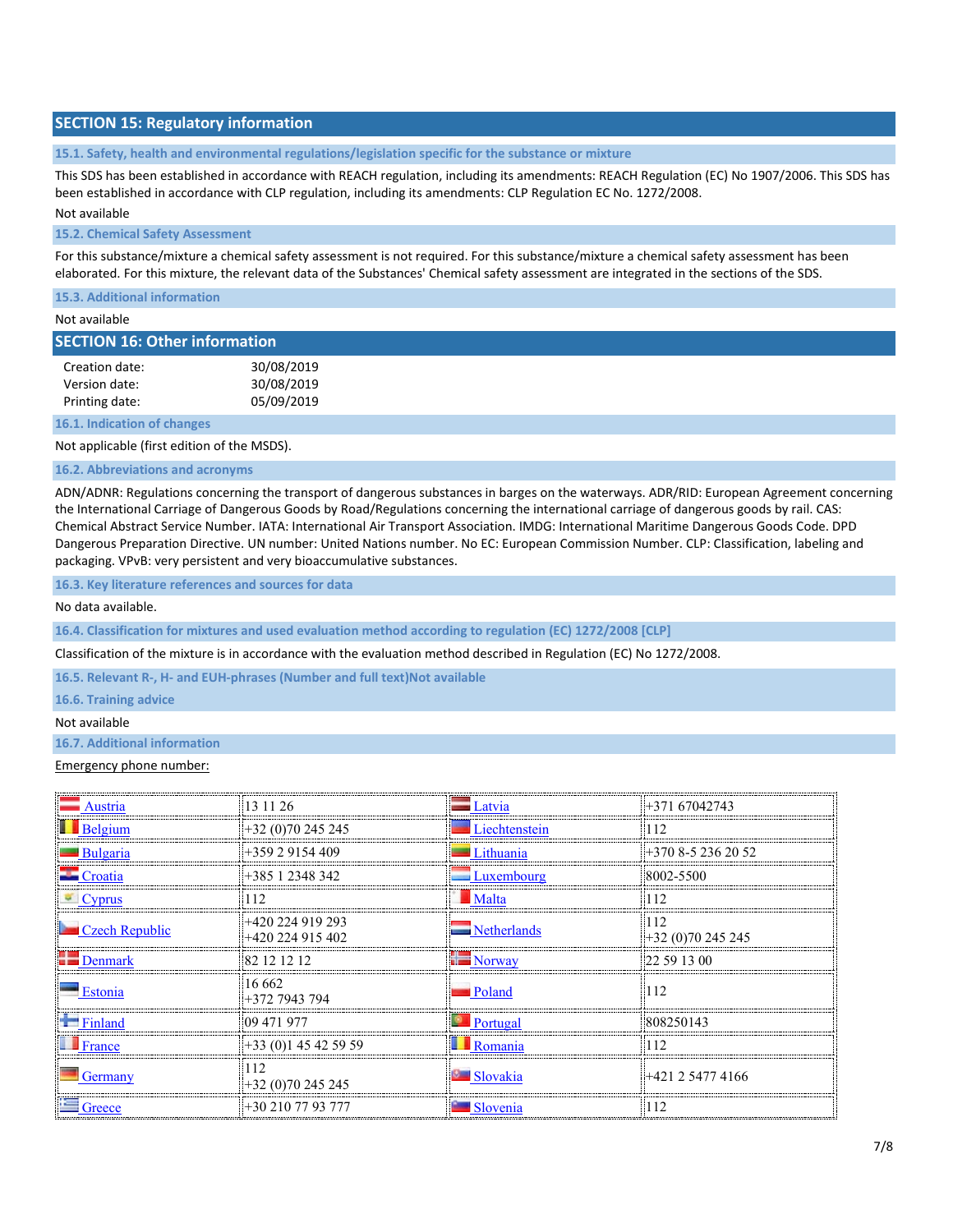## SECTION 15: Regulatory information

### 15.1. Safety, health and environmental regulations/legislation specific for the substance or mixture

This SDS has been established in accordance with REACH regulation, including its amendments: REACH Regulation (EC) No 1907/2006. This SDS has been established in accordance with CLP regulation, including its amendments: CLP Regulation EC No. 1272/2008.

Not available

### 15.2. Chemical Safety Assessment

For this substance/mixture a chemical safety assessment is not required. For this substance/mixture a chemical safety assessment has been elaborated. For this mixture, the relevant data of the Substances' Chemical safety assessment are integrated in the sections of the SDS.

### 15.3. Additional information

Not available

## SECTION 16: Other information

| | |
|---|---|
| Creation date: | 30/08/2019 |
| Version date: | 30/08/2019 |
| Printing date: | 05/09/2019 |

### 16.1. Indication of changes

Not applicable (first edition of the MSDS).

### 16.2. Abbreviations and acronyms

ADN/ADNR: Regulations concerning the transport of dangerous substances in barges on the waterways. ADR/RID: European Agreement concerning the International Carriage of Dangerous Goods by Road/Regulations concerning the international carriage of dangerous goods by rail. CAS: Chemical Abstract Service Number. IATA: International Air Transport Association. IMDG: International Maritime Dangerous Goods Code. DPD Dangerous Preparation Directive. UN number: United Nations number. No EC: European Commission Number. CLP: Classification, labeling and packaging. VPvB: very persistent and very bioaccumulative substances.

### 16.3. Key literature references and sources for data

No data available.

### 16.4. Classification for mixtures and used evaluation method according to regulation (EC) 1272/2008 [CLP]

Classification of the mixture is in accordance with the evaluation method described in Regulation (EC) No 1272/2008.

### 16.5. Relevant R-, H- and EUH-phrases (Number and full text)Not available

### 16.6. Training advice

Not available

### 16.7. Additional information

Emergency phone number:

| | | | |
|---|---|---|---|
| Austria | 13 11 26 | Latvia | +371 67042743 |
| Belgium | +32 (0)70 245 245 | Liechtenstein | 112 |
| Bulgaria | +359 2 9154 409 | Lithuania | +370 8-5 236 20 52 |
| Croatia | +385 1 2348 342 | Luxembourg | 8002-5500 |
| Cyprus | 112 | Malta | 112 |
| Czech Republic | +420 224 919 293<br>+420 224 915 402 | Netherlands | 112<br>+32 (0)70 245 245 |
| Denmark | 82 12 12 12 | Norway | 22 59 13 00 |
| Estonia | 16 662<br>+372 7943 794 | Poland | 112 |
| Finland | 09 471 977 | Portugal | 808250143 |
| France | +33 (0)1 45 42 59 59 | Romania | 112 |
| Germany | 112<br>+32 (0)70 245 245 | Slovakia | +421 2 5477 4166 |
| Greece | +30 210 77 93 777 | Slovenia | 112 |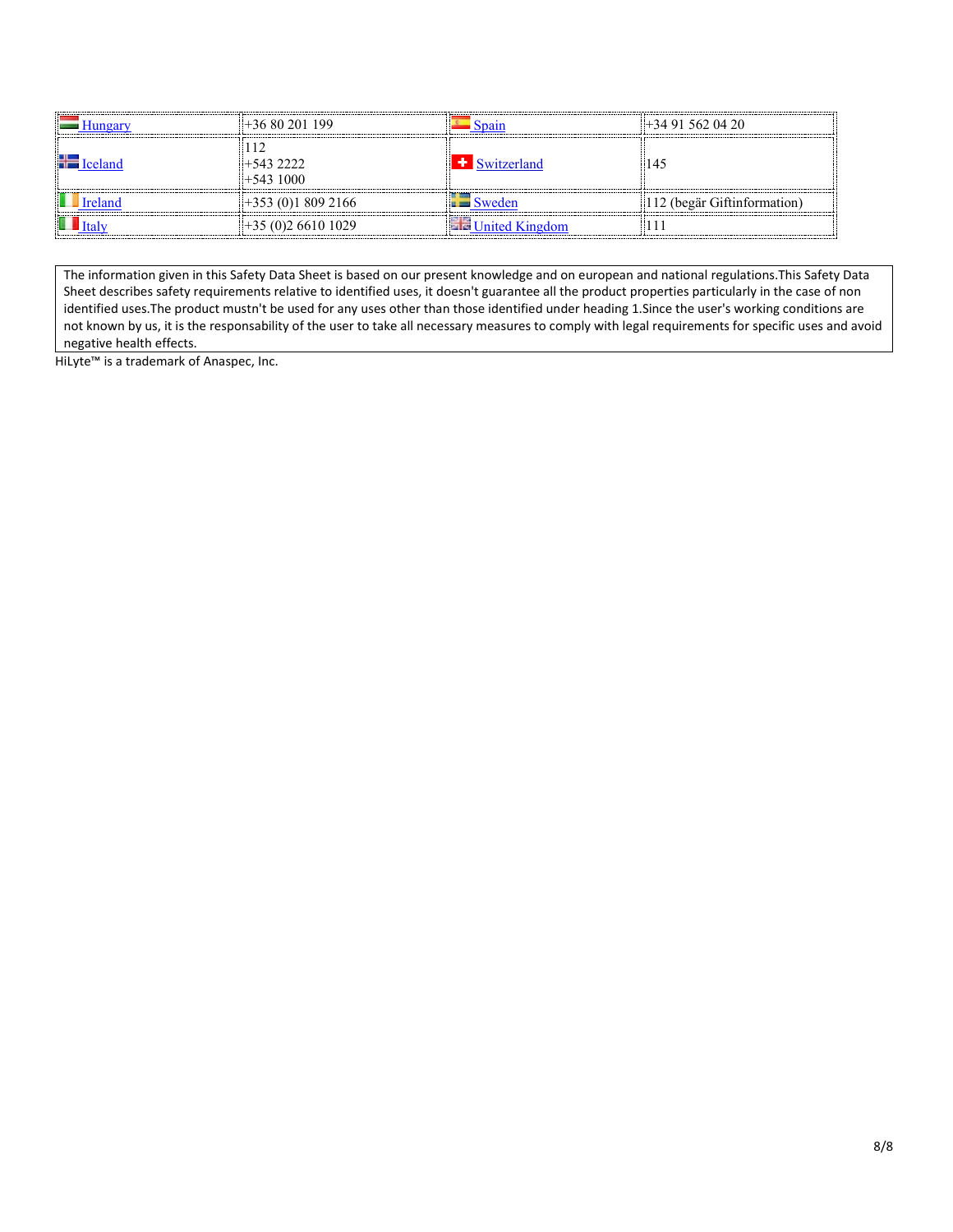| | | | |
|---|---|---|---|
| Hungary | +36 80 201 199 | Spain | +34 91 562 04 20 |
| Iceland | 112<br>+543 2222<br>+543 1000 | Switzerland | 145 |
| Ireland | +353 (0)1 809 2166 | Sweden | 112 (begär Giftinformation) |
| Italy | +35 (0)2 6610 1029 | United Kingdom | 111 |

The information given in this Safety Data Sheet is based on our present knowledge and on european and national regulations.This Safety Data Sheet describes safety requirements relative to identified uses, it doesn't guarantee all the product properties particularly in the case of non identified uses.The product mustn't be used for any uses other than those identified under heading 1.Since the user's working conditions are not known by us, it is the responsability of the user to take all necessary measures to comply with legal requirements for specific uses and avoid negative health effects.

HiLyte™ is a trademark of Anaspec, Inc.